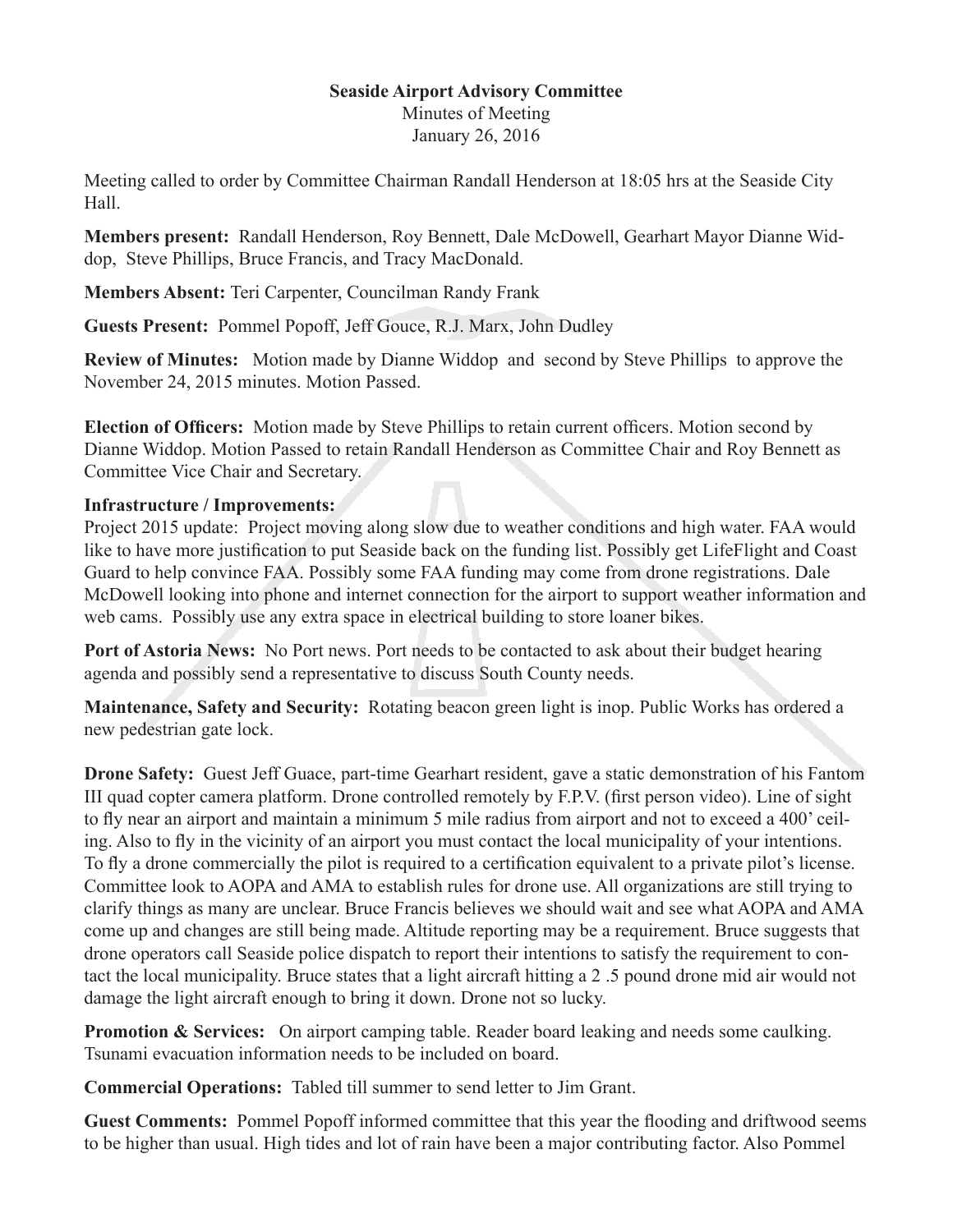**Seaside Airport Advisory Committee**

Minutes of Meeting

January 26, 2016

Meeting called to order by Committee Chairman Randall Henderson at 18:05 hrs at the Seaside City Hall.

**Members present:** Randall Henderson, Roy Bennett, Dale McDowell, Gearhart Mayor Dianne Widdop, Steve Phillips, Bruce Francis, and Tracy MacDonald.

**Members Absent:** Teri Carpenter, Councilman Randy Frank

**Guests Present:** Pommel Popoff, Jeff Gouce, R.J. Marx, John Dudley

**Review of Minutes:** Motion made by Dianne Widdop and second by Steve Phillips to approve the November 24, 2015 minutes. Motion Passed.

**Election of Officers:** Motion made by Steve Phillips to retain current officers. Motion second by Dianne Widdop. Motion Passed to retain Randall Henderson as Committee Chair and Roy Bennett as Committee Vice Chair and Secretary.

**Infrastructure / Improvements:**

Project 2015 update: Project moving along slow due to weather conditions and high water. FAA would like to have more justification to put Seaside back on the funding list. Possibly get LifeFlight and Coast Guard to help convince FAA. Possibly some FAA funding may come from drone registrations. Dale McDowell looking into phone and internet connection for the airport to support weather information and web cams. Possibly use any extra space in electrical building to store loaner bikes.

**Port of Astoria News:** No Port news. Port needs to be contacted to ask about their budget hearing agenda and possibly send a representative to discuss South County needs.

**Maintenance, Safety and Security:** Rotating beacon green light is inop. Public Works has ordered a new pedestrian gate lock.

**Drone Safety:** Guest Jeff Guace, part-time Gearhart resident, gave a static demonstration of his Fantom III quad copter camera platform. Drone controlled remotely by F.P.V. (first person video). Line of sight to fly near an airport and maintain a minimum 5 mile radius from airport and not to exceed a 400' ceiling. Also to fly in the vicinity of an airport you must contact the local municipality of your intentions. To fly a drone commercially the pilot is required to a certification equivalent to a private pilot's license. Committee look to AOPA and AMA to establish rules for drone use. All organizations are still trying to clarify things as many are unclear. Bruce Francis believes we should wait and see what AOPA and AMA come up and changes are still being made. Altitude reporting may be a requirement. Bruce suggests that drone operators call Seaside police dispatch to report their intentions to satisfy the requirement to contact the local municipality. Bruce states that a light aircraft hitting a 2 .5 pound drone mid air would not damage the light aircraft enough to bring it down. Drone not so lucky.

**Promotion & Services:** On airport camping table. Reader board leaking and needs some caulking. Tsunami evacuation information needs to be included on board.

**Commercial Operations:** Tabled till summer to send letter to Jim Grant.

**Guest Comments:** Pommel Popoff informed committee that this year the flooding and driftwood seems to be higher than usual. High tides and lot of rain have been a major contributing factor. Also Pommel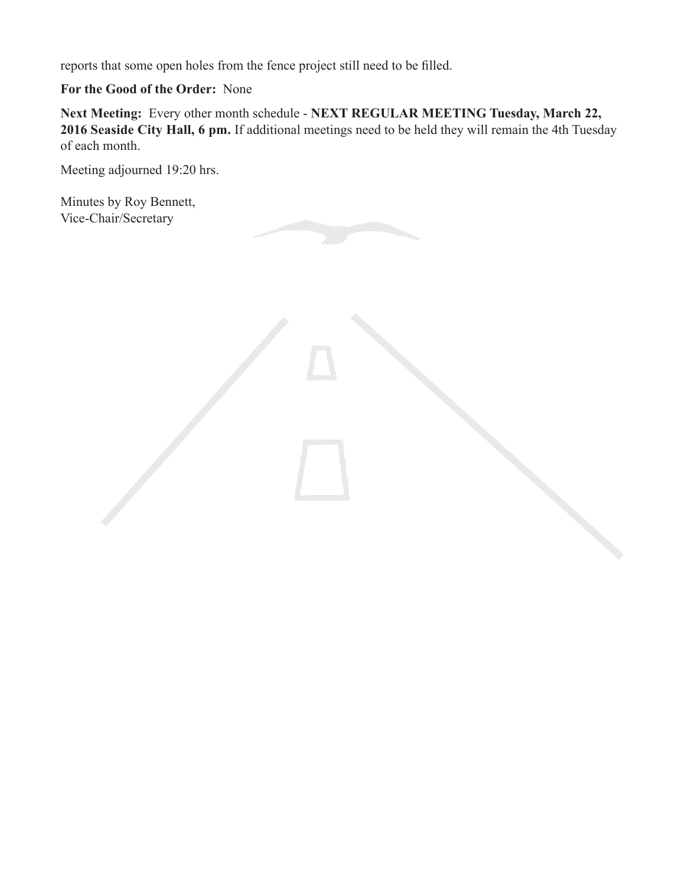reports that some open holes from the fence project still need to be filled.

**For the Good of the Order:** None

**Next Meeting:** Every other month schedule - **NEXT REGULAR MEETING Tuesday, March 22, 2016 Seaside City Hall, 6 pm.** If additional meetings need to be held they will remain the 4th Tuesday of each month.

Meeting adjourned 19:20 hrs.

Minutes by Roy Bennett,
Vice-Chair/Secretary